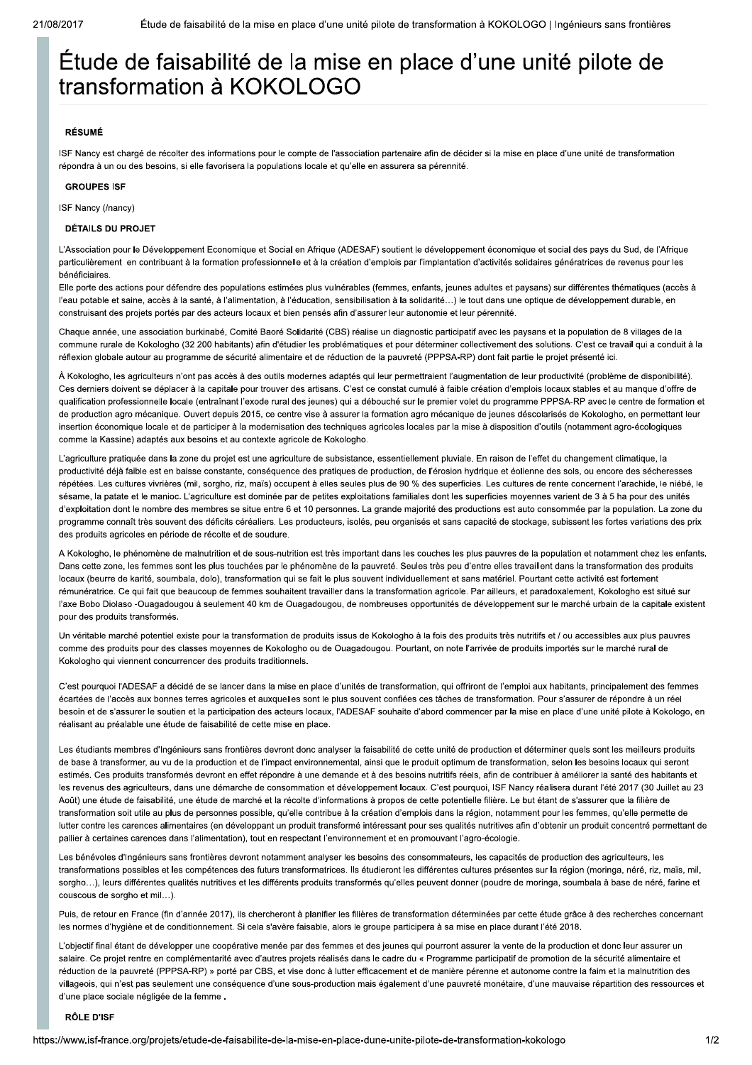# Étude de faisabilité de la mise en place d'une unité pilote de transformation à KOKOLOGO

**RÉSUMÉ**

ISF Nancy est chargé de récolter des informations pour le compte de l'association partenaire afin de décider si la mise en place d'une unité de transformation répondra à un ou des besoins, si elle favorisera la populations locale et qu'elle en assurera sa pérennité.

**GROUPES ISF**

ISF Nancy (/nancy)

**DÉTAILS DU PROJET**

L'Association pour le Développement Economique et Social en Afrique (ADESAF) soutient le développement économique et social des pays du Sud, de l'Afrique particulièrement en contribuant à la formation professionnelle et à la création d'emplois par l'implantation d'activités solidaires génératrices de revenus pour les bénéficiaires.
Elle porte des actions pour défendre des populations estimées plus vulnérables (femmes, enfants, jeunes adultes et paysans) sur différentes thématiques (accès à l'eau potable et saine, accès à la santé, à l'alimentation, à l'éducation, sensibilisation à la solidarité…) le tout dans une optique de développement durable, en construisant des projets portés par des acteurs locaux et bien pensés afin d'assurer leur autonomie et leur pérennité.

Chaque année, une association burkinabé, Comité Baoré Solidarité (CBS) réalise un diagnostic participatif avec les paysans et la population de 8 villages de la commune rurale de Kokologho (32 200 habitants) afin d'étudier les problématiques et pour déterminer collectivement des solutions. C'est ce travail qui a conduit à la réflexion globale autour au programme de sécurité alimentaire et de réduction de la pauvreté (PPPSA-RP) dont fait partie le projet présenté ici.

À Kokologho, les agriculteurs n'ont pas accès à des outils modernes adaptés qui leur permettraient l'augmentation de leur productivité (problème de disponibilité). Ces derniers doivent se déplacer à la capitale pour trouver des artisans. C'est ce constat cumulé à faible création d'emplois locaux stables et au manque d'offre de qualification professionnelle locale (entraînant l'exode rural des jeunes) qui a débouché sur le premier volet du programme PPPSA-RP avec le centre de formation et de production agro mécanique. Ouvert depuis 2015, ce centre vise à assurer la formation agro mécanique de jeunes déscolarisés de Kokologho, en permettant leur insertion économique locale et de participer à la modernisation des techniques agricoles locales par la mise à disposition d'outils (notamment agro-écologiques comme la Kassine) adaptés aux besoins et au contexte agricole de Kokologho.

L'agriculture pratiquée dans la zone du projet est une agriculture de subsistance, essentiellement pluviale. En raison de l'effet du changement climatique, la productivité déjà faible est en baisse constante, conséquence des pratiques de production, de l'érosion hydrique et éolienne des sols, ou encore des sécheresses répétées. Les cultures vivrières (mil, sorgho, riz, maïs) occupent à elles seules plus de 90 % des superficies. Les cultures de rente concernent l'arachide, le niébé, le sésame, la patate et le manioc. L'agriculture est dominée par de petites exploitations familiales dont les superficies moyennes varient de 3 à 5 ha pour des unités d'exploitation dont le nombre des membres se situe entre 6 et 10 personnes. La grande majorité des productions est auto consommée par la population. La zone du programme connaît très souvent des déficits céréaliers. Les producteurs, isolés, peu organisés et sans capacité de stockage, subissent les fortes variations des prix des produits agricoles en période de récolte et de soudure.

A Kokologho, le phénomène de malnutrition et de sous-nutrition est très important dans les couches les plus pauvres de la population et notamment chez les enfants. Dans cette zone, les femmes sont les plus touchées par le phénomène de la pauvreté. Seules très peu d'entre elles travaillent dans la transformation des produits locaux (beurre de karité, soumbala, dolo), transformation qui se fait le plus souvent individuellement et sans matériel. Pourtant cette activité est fortement rémunératrice. Ce qui fait que beaucoup de femmes souhaitent travailler dans la transformation agricole. Par ailleurs, et paradoxalement, Kokologho est situé sur l'axe Bobo Diolaso -Ouagadougou à seulement 40 km de Ouagadougou, de nombreuses opportunités de développement sur le marché urbain de la capitale existent pour des produits transformés.

Un véritable marché potentiel existe pour la transformation de produits issus de Kokologho à la fois des produits très nutritifs et / ou accessibles aux plus pauvres comme des produits pour des classes moyennes de Kokologho ou de Ouagadougou. Pourtant, on note l'arrivée de produits importés sur le marché rural de Kokologho qui viennent concurrencer des produits traditionnels.

C'est pourquoi l'ADESAF a décidé de se lancer dans la mise en place d'unités de transformation, qui offriront de l'emploi aux habitants, principalement des femmes écartées de l'accès aux bonnes terres agricoles et auxquelles sont le plus souvent confiées ces tâches de transformation. Pour s'assurer de répondre à un réel besoin et de s'assurer le soutien et la participation des acteurs locaux, l'ADESAF souhaite d'abord commencer par la mise en place d'une unité pilote à Kokologo, en réalisant au préalable une étude de faisabilité de cette mise en place.

Les étudiants membres d'Ingénieurs sans frontières devront donc analyser la faisabilité de cette unité de production et déterminer quels sont les meilleurs produits de base à transformer, au vu de la production et de l'impact environnemental, ainsi que le produit optimum de transformation, selon les besoins locaux qui seront estimés. Ces produits transformés devront en effet répondre à une demande et à des besoins nutritifs réels, afin de contribuer à améliorer la santé des habitants et les revenus des agriculteurs, dans une démarche de consommation et développement locaux. C'est pourquoi, ISF Nancy réalisera durant l'été 2017 (30 Juillet au 23 Août) une étude de faisabilité, une étude de marché et la récolte d'informations à propos de cette potentielle filière. Le but étant de s'assurer que la filière de transformation soit utile au plus de personnes possible, qu'elle contribue à la création d'emplois dans la région, notamment pour les femmes, qu'elle permette de lutter contre les carences alimentaires (en développant un produit transformé intéressant pour ses qualités nutritives afin d'obtenir un produit concentré permettant de pallier à certaines carences dans l'alimentation), tout en respectant l'environnement et en promouvant l'agro-écologie.

Les bénévoles d'Ingénieurs sans frontières devront notamment analyser les besoins des consommateurs, les capacités de production des agriculteurs, les transformations possibles et les compétences des futurs transformatrices. Ils étudieront les différentes cultures présentes sur la région (moringa, néré, riz, maïs, mil, sorgho…), leurs différentes qualités nutritives et les différents produits transformés qu'elles peuvent donner (poudre de moringa, soumbala à base de néré, farine et couscous de sorgho et mil…).

Puis, de retour en France (fin d'année 2017), ils chercheront à planifier les filières de transformation déterminées par cette étude grâce à des recherches concernant les normes d'hygiène et de conditionnement. Si cela s'avère faisable, alors le groupe participera à sa mise en place durant l'été 2018.

L'objectif final étant de développer une coopérative menée par des femmes et des jeunes qui pourront assurer la vente de la production et donc leur assurer un salaire. Ce projet rentre en complémentarité avec d'autres projets réalisés dans le cadre du « Programme participatif de promotion de la sécurité alimentaire et réduction de la pauvreté (PPPSA-RP) » porté par CBS, et vise donc à lutter efficacement et de manière pérenne et autonome contre la faim et la malnutrition des villageois, qui n'est pas seulement une conséquence d'une sous-production mais également d'une pauvreté monétaire, d'une mauvaise répartition des ressources et d'une place sociale négligée de la femme .

**RÔLE D'ISF**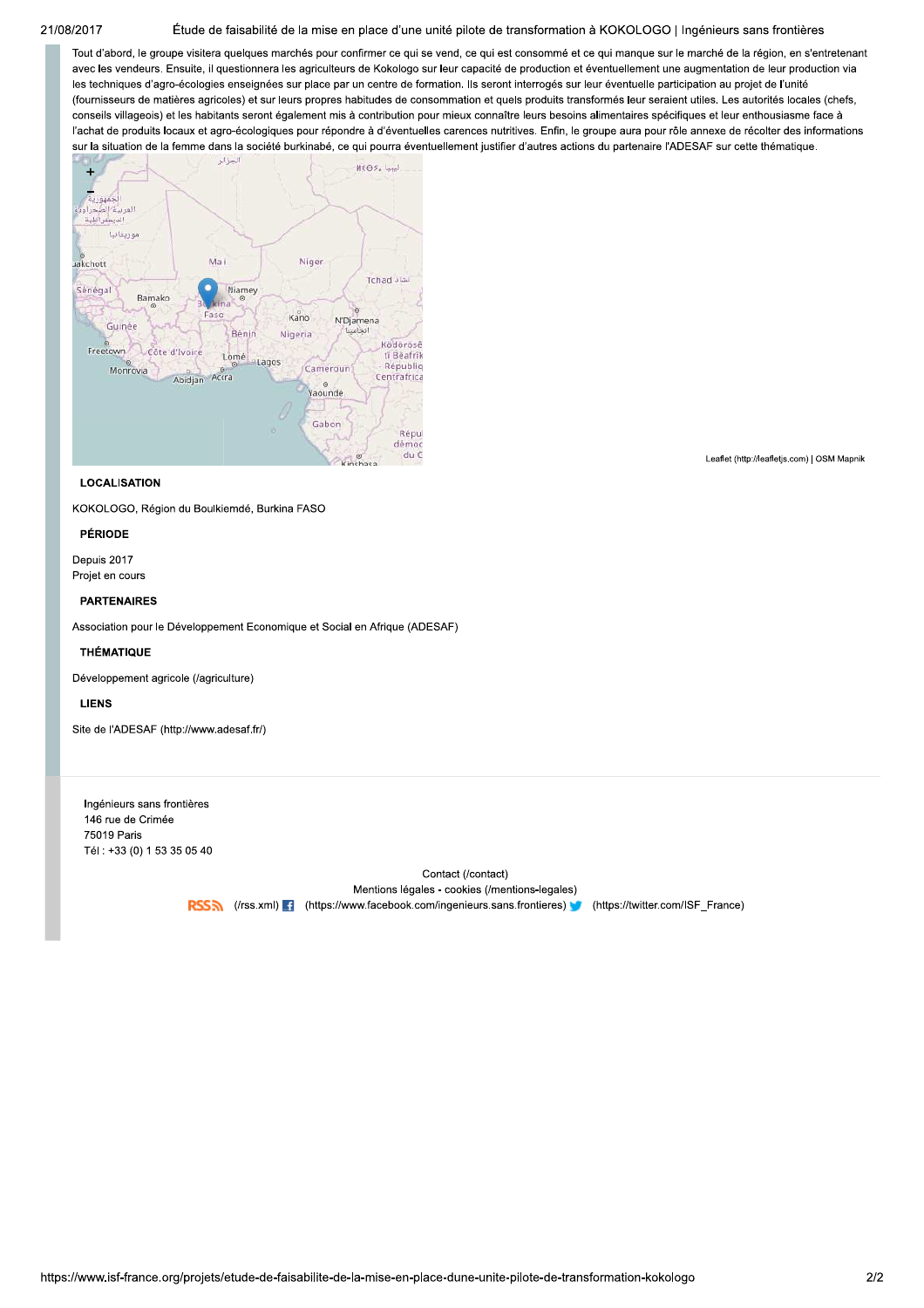Tout d'abord, le groupe visitera quelques marchés pour confirmer ce qui se vend, ce qui est consommé et ce qui manque sur le marché de la région, en s'entretenant avec les vendeurs. Ensuite, il questionnera les agriculteurs de Kokologo sur leur capacité de production et éventuellement une augmentation de leur production via les techniques d'agro-écologies enseignées sur place par un centre de formation. Ils seront interrogés sur leur éventuelle participation au projet de l'unité (fournisseurs de matières agricoles) et sur leurs propres habitudes de consommation et quels produits transformés leur seraient utiles. Les autorités locales (chefs, conseils villageois) et les habitants seront également mis à contribution pour mieux connaître leurs besoins alimentaires spécifiques et leur enthousiasme face à l'achat de produits locaux et agro-écologiques pour répondre à d'éventuelles carences nutritives. Enfin, le groupe aura pour rôle annexe de récolter des informations sur la situation de la femme dans la société burkinabé, ce qui pourra éventuellement justifier d'autres actions du partenaire l'ADESAF sur cette thématique.

Leaflet (http://leafletjs.com) | OSM Mapnik

**LOCALISATION**

KOKOLOGO, Région du Boulkiemdé, Burkina FASO

**PÉRIODE**

Depuis 2017
Projet en cours

**PARTENAIRES**

Association pour le Développement Economique et Social en Afrique (ADESAF)

**THÉMATIQUE**

Développement agricole (/agriculture)

**LIENS**

Site de l'ADESAF (http://www.adesaf.fr/)

Ingénieurs sans frontières
146 rue de Crimée
75019 Paris
Tél : +33 (0) 1 53 35 05 40

Contact (/contact)
Mentions légales - cookies (/mentions-legales)
RSS (/rss.xml) (https://www.facebook.com/ingenieurs.sans.frontieres) (https://twitter.com/ISF_France)